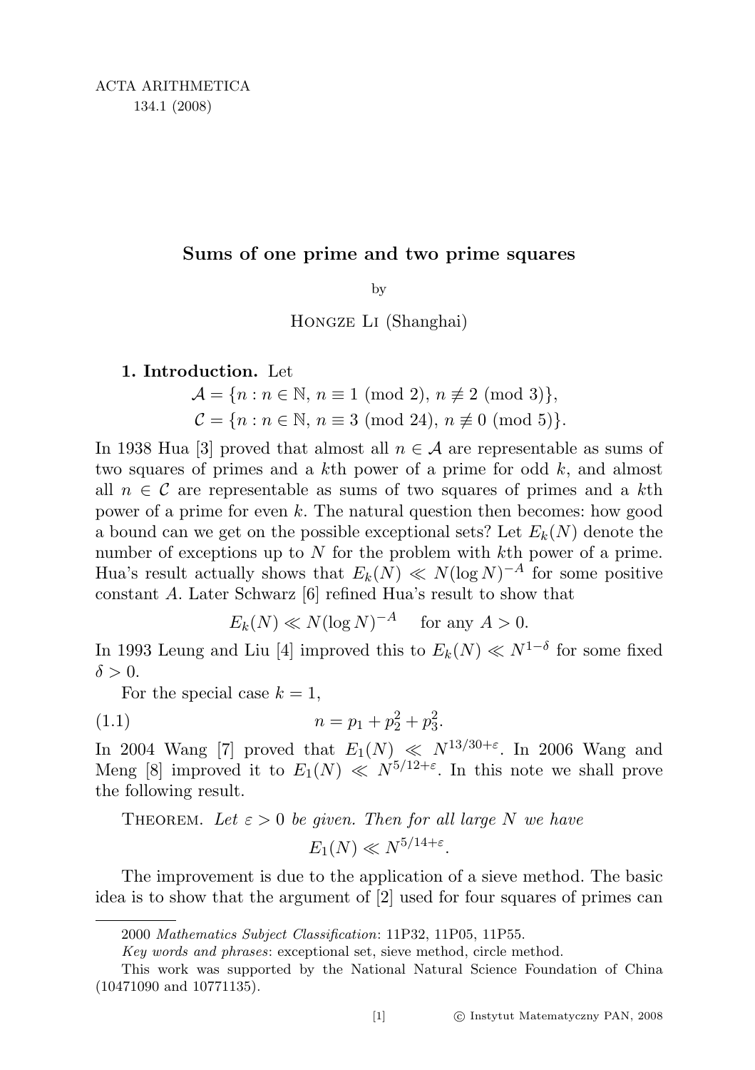# Sums of one prime and two prime squares

by

Hongze Li (Shanghai)

**1. Introduction.** Let

$$\mathcal{A} = \{n : n \in \mathbb{N},\ n \equiv 1 \pmod 2,\ n \not\equiv 2 \pmod 3\},$$
$$\mathcal{C} = \{n : n \in \mathbb{N},\ n \equiv 3 \pmod{24},\ n \not\equiv 0 \pmod 5\}.$$

In 1938 Hua [3] proved that almost all $n \in \mathcal{A}$ are representable as sums of two squares of primes and a $k$th power of a prime for odd $k$, and almost all $n \in \mathcal{C}$ are representable as sums of two squares of primes and a $k$th power of a prime for even $k$. The natural question then becomes: how good a bound can we get on the possible exceptional sets? Let $E_k(N)$ denote the number of exceptions up to $N$ for the problem with $k$th power of a prime. Hua's result actually shows that $E_k(N) \ll N(\log N)^{-A}$ for some positive constant $A$. Later Schwarz [6] refined Hua's result to show that

$$E_k(N) \ll N(\log N)^{-A} \quad \text{for any } A > 0.$$

In 1993 Leung and Liu [4] improved this to $E_k(N) \ll N^{1-\delta}$ for some fixed $\delta > 0$.

For the special case $k = 1$,

$$n = p_1 + p_2^2 + p_3^2. \tag{1.1}$$

In 2004 Wang [7] proved that $E_1(N) \ll N^{13/30+\varepsilon}$. In 2006 Wang and Meng [8] improved it to $E_1(N) \ll N^{5/12+\varepsilon}$. In this note we shall prove the following result.

Theorem. *Let $\varepsilon > 0$ be given. Then for all large $N$ we have*

$$E_1(N) \ll N^{5/14+\varepsilon}.$$

The improvement is due to the application of a sieve method. The basic idea is to show that the argument of [2] used for four squares of primes can

---

2000 *Mathematics Subject Classification*: 11P32, 11P05, 11P55.

*Key words and phrases*: exceptional set, sieve method, circle method.

This work was supported by the National Natural Science Foundation of China (10471090 and 10771135).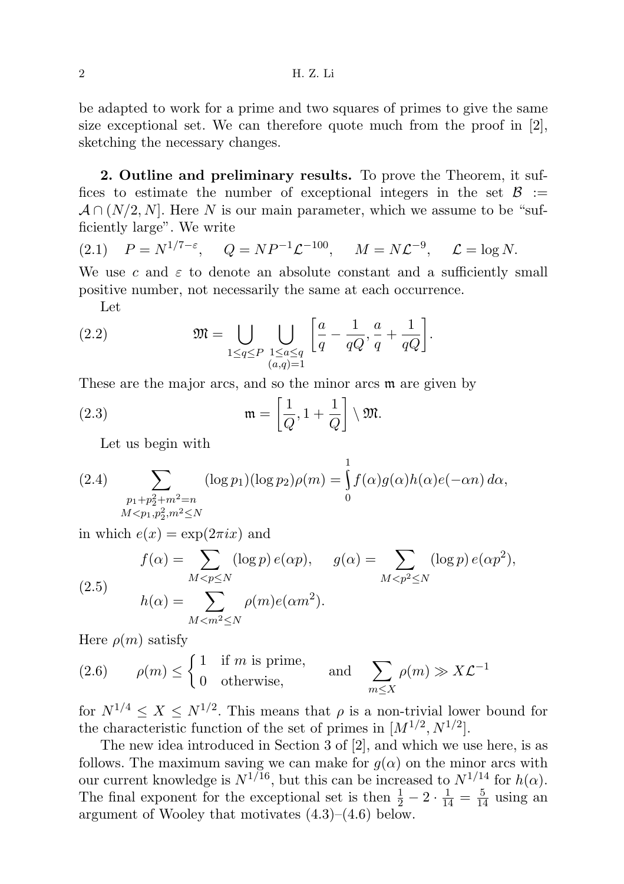be adapted to work for a prime and two squares of primes to give the same size exceptional set. We can therefore quote much from the proof in [2], sketching the necessary changes.

**2. Outline and preliminary results.** To prove the Theorem, it suffices to estimate the number of exceptional integers in the set $\mathcal{B} := \mathcal{A} \cap (N/2, N]$. Here $N$ is our main parameter, which we assume to be "sufficiently large". We write

$$P = N^{1/7-\varepsilon}, \quad Q = NP^{-1}\mathcal{L}^{-100}, \quad M = N\mathcal{L}^{-9}, \quad \mathcal{L} = \log N. \tag{2.1}$$

We use $c$ and $\varepsilon$ to denote an absolute constant and a sufficiently small positive number, not necessarily the same at each occurrence.

Let

$$\mathfrak{M} = \bigcup_{1 \le q \le P} \bigcup_{\substack{1 \le a \le q \\ (a,q)=1}} \left[\frac{a}{q} - \frac{1}{qQ}, \frac{a}{q} + \frac{1}{qQ}\right]. \tag{2.2}$$

These are the major arcs, and so the minor arcs $\mathfrak{m}$ are given by

$$\mathfrak{m} = \left[\frac{1}{Q}, 1 + \frac{1}{Q}\right] \setminus \mathfrak{M}. \tag{2.3}$$

Let us begin with

$$\sum_{\substack{p_1 + p_2^2 + m^2 = n \\ M < p_1, p_2^2, m^2 \le N}} (\log p_1)(\log p_2)\rho(m) = \int_0^1 f(\alpha)g(\alpha)h(\alpha)e(-\alpha n)\, d\alpha, \tag{2.4}$$

in which $e(x) = \exp(2\pi i x)$ and

$$\begin{gathered} f(\alpha) = \sum_{M < p \le N} (\log p)\, e(\alpha p), \quad g(\alpha) = \sum_{M < p^2 \le N} (\log p)\, e(\alpha p^2), \\ h(\alpha) = \sum_{M < m^2 \le N} \rho(m) e(\alpha m^2). \end{gathered} \tag{2.5}$$

Here $\rho(m)$ satisfy

$$\rho(m) \le \begin{cases} 1 & \text{if } m \text{ is prime,} \\ 0 & \text{otherwise,} \end{cases} \quad \text{and} \quad \sum_{m \le X} \rho(m) \gg X\mathcal{L}^{-1} \tag{2.6}$$

for $N^{1/4} \le X \le N^{1/2}$. This means that $\rho$ is a non-trivial lower bound for the characteristic function of the set of primes in $[M^{1/2}, N^{1/2}]$.

The new idea introduced in Section 3 of [2], and which we use here, is as follows. The maximum saving we can make for $g(\alpha)$ on the minor arcs with our current knowledge is $N^{1/16}$, but this can be increased to $N^{1/14}$ for $h(\alpha)$. The final exponent for the exceptional set is then $\frac{1}{2} - 2 \cdot \frac{1}{14} = \frac{5}{14}$ using an argument of Wooley that motivates (4.3)–(4.6) below.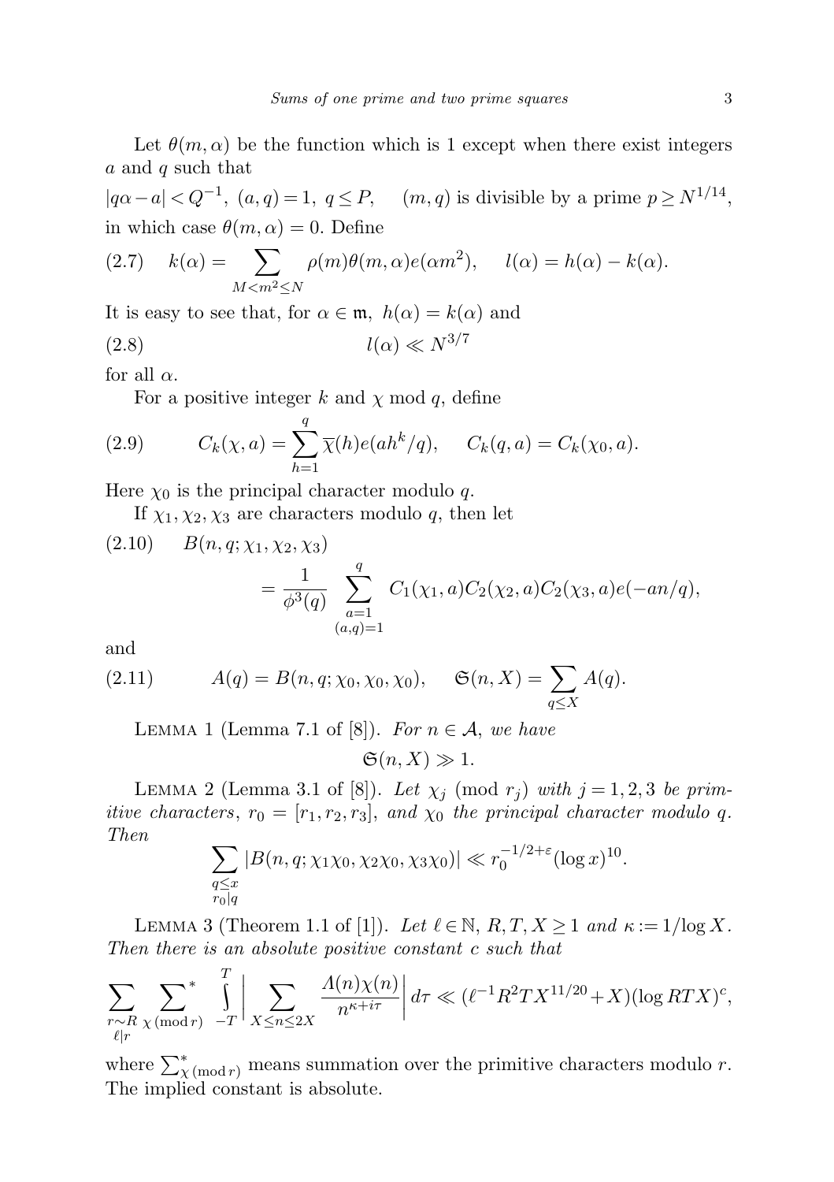Let $\theta(m,\alpha)$ be the function which is 1 except when there exist integers $a$ and $q$ such that

$$|q\alpha - a| < Q^{-1},\ (a,q)=1,\ q \le P, \quad (m,q) \text{ is divisible by a prime } p \ge N^{1/14},$$

in which case $\theta(m,\alpha)=0$. Define

$$(2.7) \quad k(\alpha) = \sum_{M<m^2\le N} \rho(m)\theta(m,\alpha)e(\alpha m^2), \qquad l(\alpha) = h(\alpha) - k(\alpha).$$

It is easy to see that, for $\alpha \in \mathfrak{m}$, $h(\alpha) = k(\alpha)$ and

$$(2.8) \qquad l(\alpha) \ll N^{3/7}$$

for all $\alpha$.

For a positive integer $k$ and $\chi$ mod $q$, define

$$(2.9) \qquad C_k(\chi,a) = \sum_{h=1}^{q} \overline{\chi}(h)e(ah^k/q), \qquad C_k(q,a) = C_k(\chi_0,a).$$

Here $\chi_0$ is the principal character modulo $q$.

If $\chi_1,\chi_2,\chi_3$ are characters modulo $q$, then let

$$(2.10) \quad B(n,q;\chi_1,\chi_2,\chi_3) = \frac{1}{\phi^3(q)} \sum_{\substack{a=1\\(a,q)=1}}^{q} C_1(\chi_1,a)C_2(\chi_2,a)C_2(\chi_3,a)e(-an/q),$$

and

$$(2.11) \qquad A(q) = B(n,q;\chi_0,\chi_0,\chi_0), \qquad \mathfrak{S}(n,X) = \sum_{q\le X} A(q).$$

Lemma 1 (Lemma 7.1 of [8]). *For $n \in \mathcal{A}$, we have*

$$\mathfrak{S}(n,X) \gg 1.$$

Lemma 2 (Lemma 3.1 of [8]). *Let $\chi_j$ (mod $r_j$) with $j=1,2,3$ be primitive characters, $r_0 = [r_1,r_2,r_3]$, and $\chi_0$ the principal character modulo $q$. Then*

$$\sum_{\substack{q\le x\\ r_0|q}} |B(n,q;\chi_1\chi_0,\chi_2\chi_0,\chi_3\chi_0)| \ll r_0^{-1/2+\varepsilon}(\log x)^{10}.$$

Lemma 3 (Theorem 1.1 of [1]). *Let $\ell\in\mathbb{N}$, $R,T,X\ge 1$ and $\kappa := 1/\log X$. Then there is an absolute positive constant $c$ such that*

$$\sum_{\substack{r\sim R\\ \ell|r}} \sideset{}{^*}\sum_{\chi\,(\mathrm{mod}\,r)} \int_{-T}^{T} \Big| \sum_{X\le n\le 2X} \frac{\Lambda(n)\chi(n)}{n^{\kappa+i\tau}} \Big| d\tau \ll (\ell^{-1}R^2TX^{11/20}+X)(\log RTX)^c,$$

where $\sum^*_{\chi\,(\mathrm{mod}\,r)}$ means summation over the primitive characters modulo $r$. The implied constant is absolute.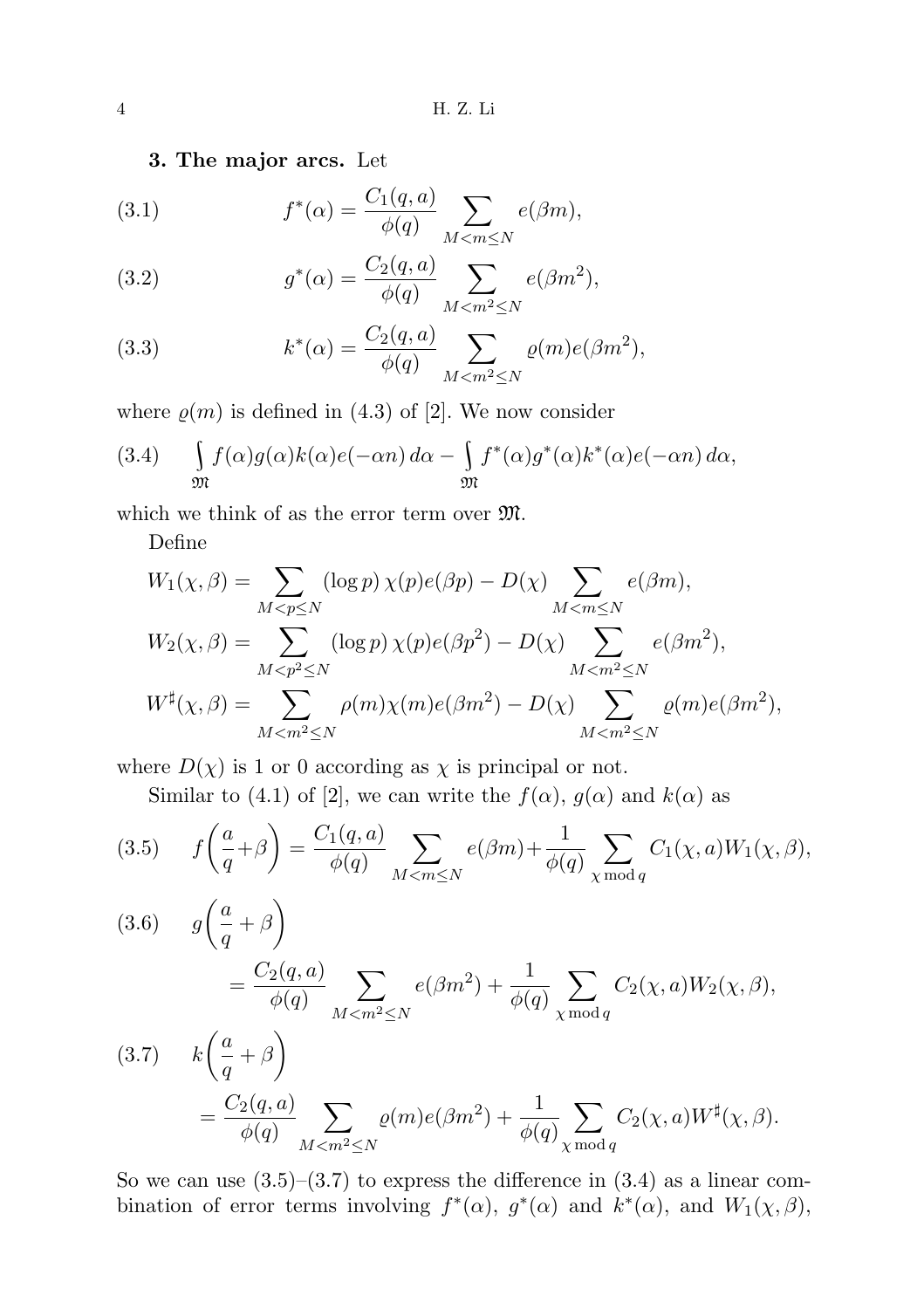**3. The major arcs.** Let

$$f^*(\alpha) = \frac{C_1(q,a)}{\phi(q)} \sum_{M<m\le N} e(\beta m), \tag{3.1}$$

$$g^*(\alpha) = \frac{C_2(q,a)}{\phi(q)} \sum_{M<m^2\le N} e(\beta m^2), \tag{3.2}$$

$$k^*(\alpha) = \frac{C_2(q,a)}{\phi(q)} \sum_{M<m^2\le N} \varrho(m) e(\beta m^2), \tag{3.3}$$

where $\varrho(m)$ is defined in (4.3) of [2]. We now consider

$$\int_{\mathfrak{M}} f(\alpha)g(\alpha)k(\alpha)e(-\alpha n)\,d\alpha - \int_{\mathfrak{M}} f^*(\alpha)g^*(\alpha)k^*(\alpha)e(-\alpha n)\,d\alpha, \tag{3.4}$$

which we think of as the error term over $\mathfrak{M}$.

Define

$$W_1(\chi,\beta) = \sum_{M<p\le N} (\log p)\,\chi(p)e(\beta p) - D(\chi) \sum_{M<m\le N} e(\beta m),$$

$$W_2(\chi,\beta) = \sum_{M<p^2\le N} (\log p)\,\chi(p)e(\beta p^2) - D(\chi) \sum_{M<m^2\le N} e(\beta m^2),$$

$$W^\sharp(\chi,\beta) = \sum_{M<m^2\le N} \rho(m)\chi(m)e(\beta m^2) - D(\chi) \sum_{M<m^2\le N} \varrho(m)e(\beta m^2),$$

where $D(\chi)$ is 1 or 0 according as $\chi$ is principal or not.

Similar to (4.1) of [2], we can write the $f(\alpha)$, $g(\alpha)$ and $k(\alpha)$ as

$$f\left(\frac{a}{q}+\beta\right) = \frac{C_1(q,a)}{\phi(q)} \sum_{M<m\le N} e(\beta m) + \frac{1}{\phi(q)} \sum_{\chi \bmod q} C_1(\chi,a) W_1(\chi,\beta), \tag{3.5}$$

$$g\left(\frac{a}{q}+\beta\right) = \frac{C_2(q,a)}{\phi(q)} \sum_{M<m^2\le N} e(\beta m^2) + \frac{1}{\phi(q)} \sum_{\chi \bmod q} C_2(\chi,a) W_2(\chi,\beta), \tag{3.6}$$

$$k\left(\frac{a}{q}+\beta\right) = \frac{C_2(q,a)}{\phi(q)} \sum_{M<m^2\le N} \varrho(m) e(\beta m^2) + \frac{1}{\phi(q)} \sum_{\chi \bmod q} C_2(\chi,a) W^\sharp(\chi,\beta). \tag{3.7}$$

So we can use (3.5)–(3.7) to express the difference in (3.4) as a linear combination of error terms involving $f^*(\alpha)$, $g^*(\alpha)$ and $k^*(\alpha)$, and $W_1(\chi,\beta)$,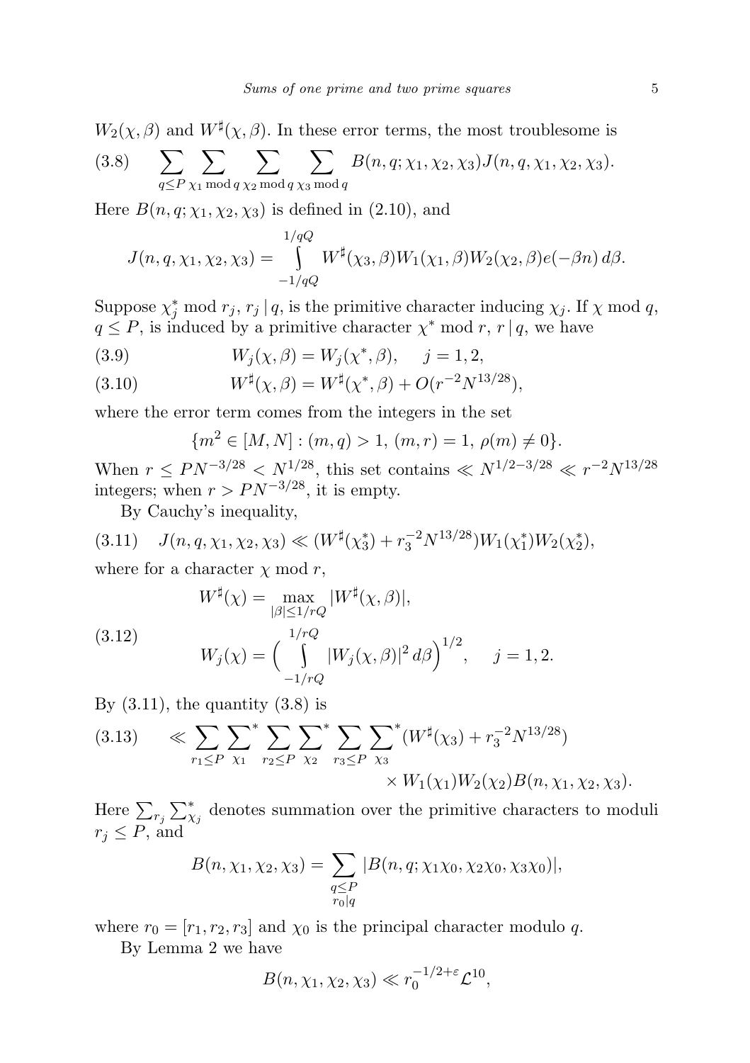$W_2(\chi,\beta)$ and $W^\sharp(\chi,\beta)$. In these error terms, the most troublesome is

$$\sum_{q\le P}\sum_{\chi_1 \bmod q}\sum_{\chi_2 \bmod q}\sum_{\chi_3 \bmod q} B(n,q;\chi_1,\chi_2,\chi_3)J(n,q,\chi_1,\chi_2,\chi_3). \tag{3.8}$$

Here $B(n,q;\chi_1,\chi_2,\chi_3)$ is defined in (2.10), and

$$J(n,q,\chi_1,\chi_2,\chi_3) = \int_{-1/qQ}^{1/qQ} W^\sharp(\chi_3,\beta)W_1(\chi_1,\beta)W_2(\chi_2,\beta)e(-\beta n)\,d\beta.$$

Suppose $\chi_j^* \bmod r_j$, $r_j \mid q$, is the primitive character inducing $\chi_j$. If $\chi \bmod q$, $q\le P$, is induced by a primitive character $\chi^* \bmod r$, $r\mid q$, we have

$$W_j(\chi,\beta) = W_j(\chi^*,\beta), \quad j=1,2, \tag{3.9}$$

$$W^\sharp(\chi,\beta) = W^\sharp(\chi^*,\beta) + O(r^{-2}N^{13/28}), \tag{3.10}$$

where the error term comes from the integers in the set

$$\{m^2\in[M,N] : (m,q)>1,\ (m,r)=1,\ \rho(m)\ne 0\}.$$

When $r\le PN^{-3/28} < N^{1/28}$, this set contains $\ll N^{1/2-3/28} \ll r^{-2}N^{13/28}$ integers; when $r > PN^{-3/28}$, it is empty.

By Cauchy's inequality,

$$J(n,q,\chi_1,\chi_2,\chi_3) \ll (W^\sharp(\chi_3^*) + r_3^{-2}N^{13/28})W_1(\chi_1^*)W_2(\chi_2^*), \tag{3.11}$$

where for a character $\chi \bmod r$,

$$\begin{aligned} W^\sharp(\chi) &= \max_{|\beta|\le 1/rQ} |W^\sharp(\chi,\beta)|, \\ W_j(\chi) &= \Big(\int_{-1/rQ}^{1/rQ} |W_j(\chi,\beta)|^2\,d\beta\Big)^{1/2}, \quad j=1,2. \end{aligned} \tag{3.12}$$

By (3.11), the quantity (3.8) is

$$\begin{aligned} \ll \sum_{r_1\le P}\sideset{}{^*}\sum_{\chi_1}\sum_{r_2\le P}\sideset{}{^*}\sum_{\chi_2}\sum_{r_3\le P}\sideset{}{^*}\sum_{\chi_3}&(W^\sharp(\chi_3)+r_3^{-2}N^{13/28}) \\ &\times W_1(\chi_1)W_2(\chi_2)B(n,\chi_1,\chi_2,\chi_3). \end{aligned} \tag{3.13}$$

Here $\sum_{r_j}\sum^*_{\chi_j}$ denotes summation over the primitive characters to moduli $r_j\le P$, and

$$B(n,\chi_1,\chi_2,\chi_3) = \sum_{\substack{q\le P\\ r_0\mid q}} |B(n,q;\chi_1\chi_0,\chi_2\chi_0,\chi_3\chi_0)|,$$

where $r_0=[r_1,r_2,r_3]$ and $\chi_0$ is the principal character modulo $q$.

By Lemma 2 we have

$$B(n,\chi_1,\chi_2,\chi_3) \ll r_0^{-1/2+\varepsilon}\mathcal{L}^{10},$$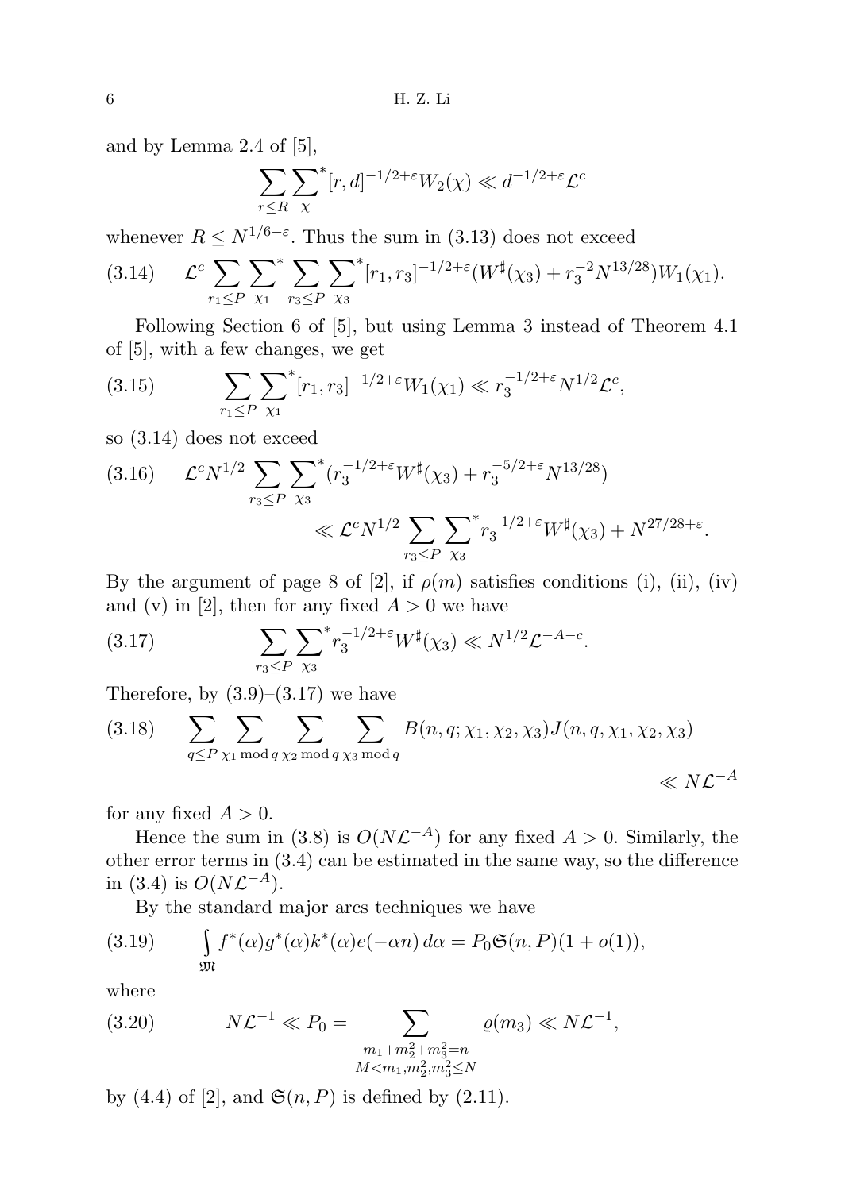and by Lemma 2.4 of [5],

$$\sum_{r\le R}\sideset{}{^*}\sum_{\chi}[r,d]^{-1/2+\varepsilon}W_2(\chi)\ll d^{-1/2+\varepsilon}\mathcal{L}^c$$

whenever $R\le N^{1/6-\varepsilon}$. Thus the sum in (3.13) does not exceed

$$\mathcal{L}^c\sum_{r_1\le P}\sideset{}{^*}\sum_{\chi_1}\sum_{r_3\le P}\sideset{}{^*}\sum_{\chi_3}[r_1,r_3]^{-1/2+\varepsilon}(W^\sharp(\chi_3)+r_3^{-2}N^{13/28})W_1(\chi_1). \tag{3.14}$$

Following Section 6 of [5], but using Lemma 3 instead of Theorem 4.1 of [5], with a few changes, we get

$$\sum_{r_1\le P}\sideset{}{^*}\sum_{\chi_1}[r_1,r_3]^{-1/2+\varepsilon}W_1(\chi_1)\ll r_3^{-1/2+\varepsilon}N^{1/2}\mathcal{L}^c, \tag{3.15}$$

so (3.14) does not exceed

$$\begin{aligned}\mathcal{L}^cN^{1/2}&\sum_{r_3\le P}\sideset{}{^*}\sum_{\chi_3}(r_3^{-1/2+\varepsilon}W^\sharp(\chi_3)+r_3^{-5/2+\varepsilon}N^{13/28})\\&\ll\mathcal{L}^cN^{1/2}\sum_{r_3\le P}\sideset{}{^*}\sum_{\chi_3}r_3^{-1/2+\varepsilon}W^\sharp(\chi_3)+N^{27/28+\varepsilon}.\end{aligned} \tag{3.16}$$

By the argument of page 8 of [2], if $\rho(m)$ satisfies conditions (i), (ii), (iv) and (v) in [2], then for any fixed $A>0$ we have

$$\sum_{r_3\le P}\sideset{}{^*}\sum_{\chi_3}r_3^{-1/2+\varepsilon}W^\sharp(\chi_3)\ll N^{1/2}\mathcal{L}^{-A-c}. \tag{3.17}$$

Therefore, by (3.9)–(3.17) we have

$$\sum_{q\le P}\sum_{\chi_1\bmod q}\sum_{\chi_2\bmod q}\sum_{\chi_3\bmod q}B(n,q;\chi_1,\chi_2,\chi_3)J(n,q,\chi_1,\chi_2,\chi_3)\ll N\mathcal{L}^{-A} \tag{3.18}$$

for any fixed $A>0$.

Hence the sum in (3.8) is $O(N\mathcal{L}^{-A})$ for any fixed $A>0$. Similarly, the other error terms in (3.4) can be estimated in the same way, so the difference in (3.4) is $O(N\mathcal{L}^{-A})$.

By the standard major arcs techniques we have

$$\int_{\mathfrak{M}}f^*(\alpha)g^*(\alpha)k^*(\alpha)e(-\alpha n)\,d\alpha=P_0\mathfrak{S}(n,P)(1+o(1)), \tag{3.19}$$

where

$$N\mathcal{L}^{-1}\ll P_0=\sum_{\substack{m_1+m_2^2+m_3^2=n\\ M<m_1,m_2^2,m_3^2\le N}}\varrho(m_3)\ll N\mathcal{L}^{-1}, \tag{3.20}$$

by (4.4) of [2], and $\mathfrak{S}(n,P)$ is defined by (2.11).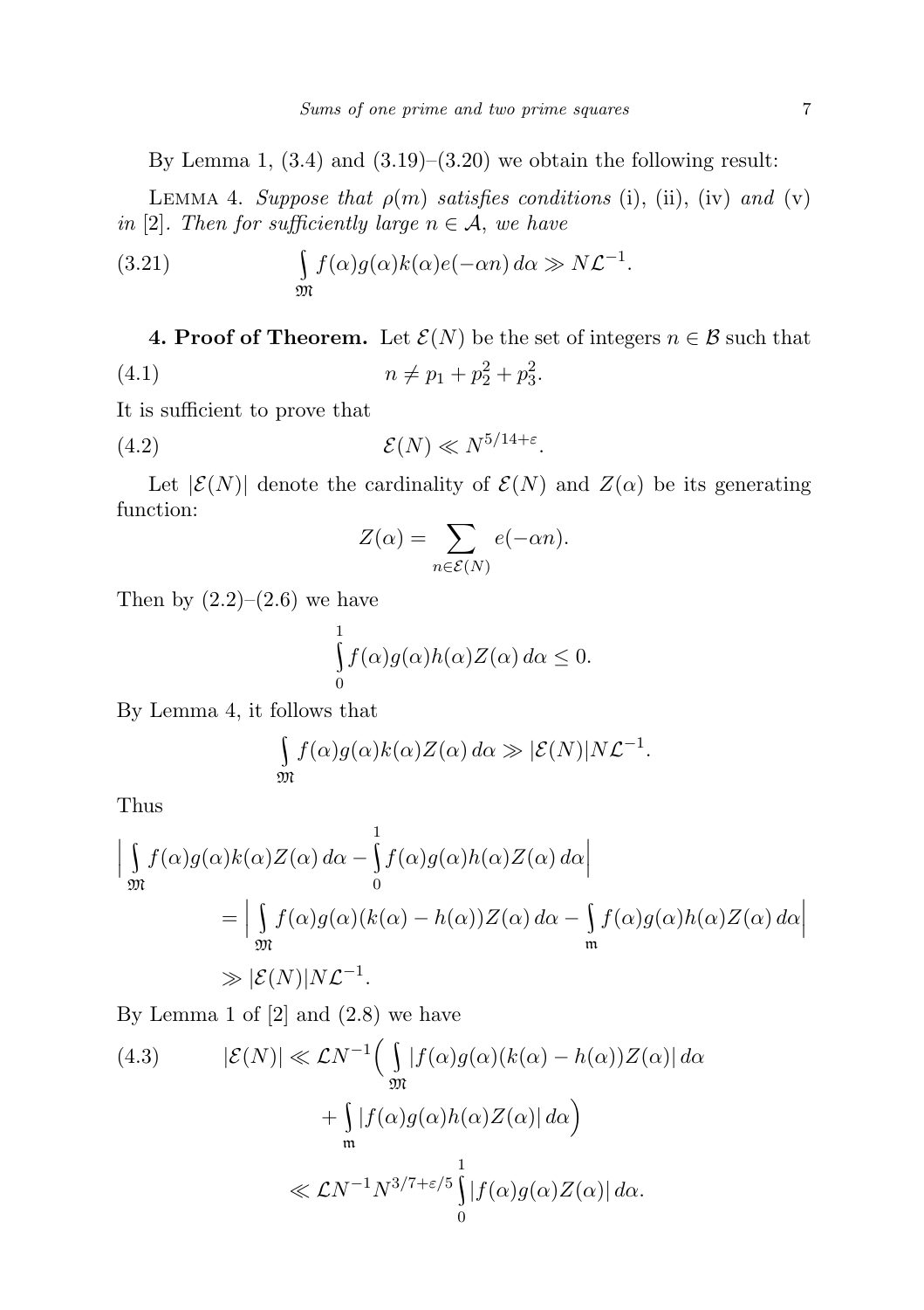By Lemma 1, (3.4) and (3.19)–(3.20) we obtain the following result:

Lemma 4. *Suppose that $\rho(m)$ satisfies conditions* (i), (ii), (iv) *and* (v) *in* [2]. *Then for sufficiently large $n \in \mathcal{A}$, we have*

$$\int_{\mathfrak{M}} f(\alpha)g(\alpha)k(\alpha)e(-\alpha n)\,d\alpha \gg N\mathcal{L}^{-1}. \tag{3.21}$$

**4. Proof of Theorem.** Let $\mathcal{E}(N)$ be the set of integers $n \in \mathcal{B}$ such that

$$n \neq p_1 + p_2^2 + p_3^2. \tag{4.1}$$

It is sufficient to prove that

$$\mathcal{E}(N) \ll N^{5/14+\varepsilon}. \tag{4.2}$$

Let $|\mathcal{E}(N)|$ denote the cardinality of $\mathcal{E}(N)$ and $Z(\alpha)$ be its generating function:

$$Z(\alpha) = \sum_{n\in\mathcal{E}(N)} e(-\alpha n).$$

Then by (2.2)–(2.6) we have

$$\int_0^1 f(\alpha)g(\alpha)h(\alpha)Z(\alpha)\,d\alpha \le 0.$$

By Lemma 4, it follows that

$$\int_{\mathfrak{M}} f(\alpha)g(\alpha)k(\alpha)Z(\alpha)\,d\alpha \gg |\mathcal{E}(N)|N\mathcal{L}^{-1}.$$

Thus

$$\begin{aligned}
\Big|\int_{\mathfrak{M}} f(\alpha)g(\alpha)k(\alpha)Z(\alpha)\,d\alpha &- \int_0^1 f(\alpha)g(\alpha)h(\alpha)Z(\alpha)\,d\alpha\Big| \\
&= \Big|\int_{\mathfrak{M}} f(\alpha)g(\alpha)(k(\alpha)-h(\alpha))Z(\alpha)\,d\alpha - \int_{\mathfrak{m}} f(\alpha)g(\alpha)h(\alpha)Z(\alpha)\,d\alpha\Big| \\
&\gg |\mathcal{E}(N)|N\mathcal{L}^{-1}.
\end{aligned}$$

By Lemma 1 of [2] and (2.8) we have

$$\begin{aligned}
|\mathcal{E}(N)| &\ll \mathcal{L}N^{-1}\Big(\int_{\mathfrak{M}} |f(\alpha)g(\alpha)(k(\alpha)-h(\alpha))Z(\alpha)|\,d\alpha \\
&\qquad + \int_{\mathfrak{m}} |f(\alpha)g(\alpha)h(\alpha)Z(\alpha)|\,d\alpha\Big) \\
&\ll \mathcal{L}N^{-1}N^{3/7+\varepsilon/5}\int_0^1 |f(\alpha)g(\alpha)Z(\alpha)|\,d\alpha.
\end{aligned} \tag{4.3}$$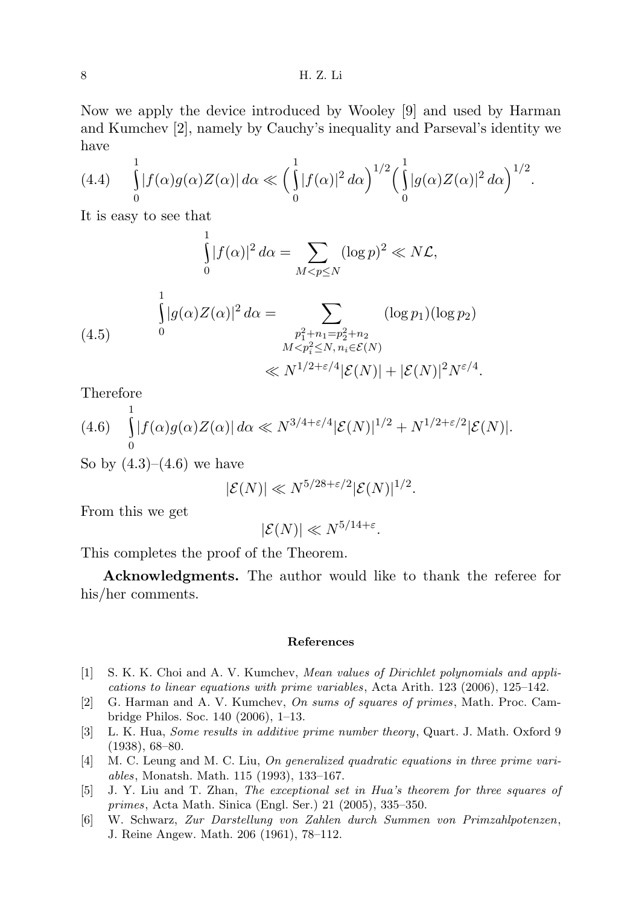Now we apply the device introduced by Wooley [9] and used by Harman and Kumchev [2], namely by Cauchy's inequality and Parseval's identity we have

$$\int_0^1 |f(\alpha)g(\alpha)Z(\alpha)|\,d\alpha \ll \Big(\int_0^1 |f(\alpha)|^2\,d\alpha\Big)^{1/2}\Big(\int_0^1 |g(\alpha)Z(\alpha)|^2\,d\alpha\Big)^{1/2}. \tag{4.4}$$

It is easy to see that

$$\int_0^1 |f(\alpha)|^2\,d\alpha = \sum_{M<p\le N} (\log p)^2 \ll N\mathcal{L},$$

$$\begin{aligned}\int_0^1 |g(\alpha)Z(\alpha)|^2\,d\alpha &= \sum_{\substack{p_1^2+n_1=p_2^2+n_2\\ M<p_i^2\le N,\, n_i\in\mathcal{E}(N)}} (\log p_1)(\log p_2)\\ &\ll N^{1/2+\varepsilon/4}|\mathcal{E}(N)| + |\mathcal{E}(N)|^2 N^{\varepsilon/4}.\end{aligned} \tag{4.5}$$

Therefore

$$\int_0^1 |f(\alpha)g(\alpha)Z(\alpha)|\,d\alpha \ll N^{3/4+\varepsilon/4}|\mathcal{E}(N)|^{1/2} + N^{1/2+\varepsilon/2}|\mathcal{E}(N)|. \tag{4.6}$$

So by (4.3)–(4.6) we have

$$|\mathcal{E}(N)| \ll N^{5/28+\varepsilon/2}|\mathcal{E}(N)|^{1/2}.$$

From this we get

$$|\mathcal{E}(N)| \ll N^{5/14+\varepsilon}.$$

This completes the proof of the Theorem.

**Acknowledgments.** The author would like to thank the referee for his/her comments.

### References

[1] S. K. K. Choi and A. V. Kumchev, *Mean values of Dirichlet polynomials and applications to linear equations with prime variables*, Acta Arith. 123 (2006), 125–142.

[2] G. Harman and A. V. Kumchev, *On sums of squares of primes*, Math. Proc. Cambridge Philos. Soc. 140 (2006), 1–13.

[3] L. K. Hua, *Some results in additive prime number theory*, Quart. J. Math. Oxford 9 (1938), 68–80.

[4] M. C. Leung and M. C. Liu, *On generalized quadratic equations in three prime variables*, Monatsh. Math. 115 (1993), 133–167.

[5] J. Y. Liu and T. Zhan, *The exceptional set in Hua's theorem for three squares of primes*, Acta Math. Sinica (Engl. Ser.) 21 (2005), 335–350.

[6] W. Schwarz, *Zur Darstellung von Zahlen durch Summen von Primzahlpotenzen*, J. Reine Angew. Math. 206 (1961), 78–112.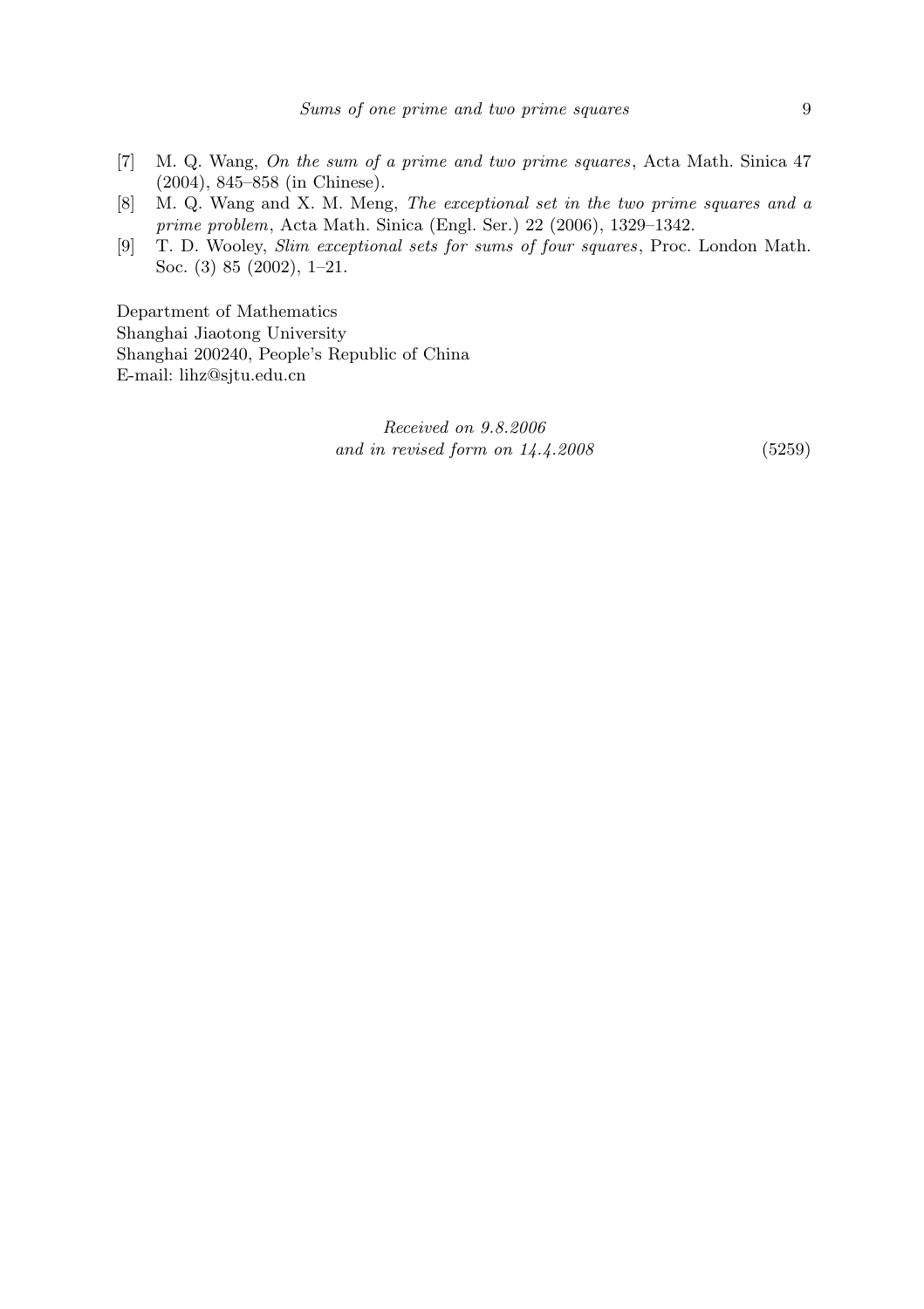[7] M. Q. Wang, *On the sum of a prime and two prime squares*, Acta Math. Sinica 47 (2004), 845–858 (in Chinese).

[8] M. Q. Wang and X. M. Meng, *The exceptional set in the two prime squares and a prime problem*, Acta Math. Sinica (Engl. Ser.) 22 (2006), 1329–1342.

[9] T. D. Wooley, *Slim exceptional sets for sums of four squares*, Proc. London Math. Soc. (3) 85 (2002), 1–21.

Department of Mathematics
Shanghai Jiaotong University
Shanghai 200240, People's Republic of China
E-mail: lihz@sjtu.edu.cn

*Received on 9.8.2006*
*and in revised form on 14.4.2008* (5259)